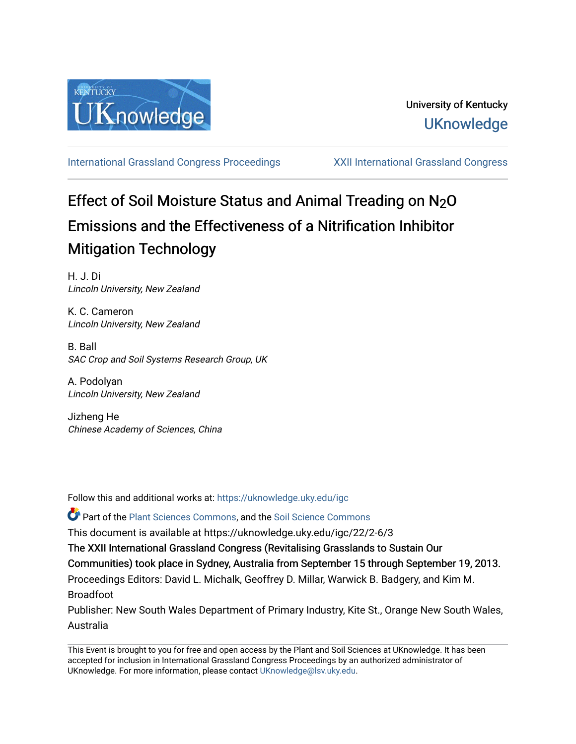University of Kentucky

UKnowledge

International Grassland Congress Proceedings | XXII International Grassland Congress

# Effect of Soil Moisture Status and Animal Treading on $N_2O$ Emissions and the Effectiveness of a Nitrification Inhibitor Mitigation Technology

H. J. Di
*Lincoln University, New Zealand*

K. C. Cameron
*Lincoln University, New Zealand*

B. Ball
*SAC Crop and Soil Systems Research Group, UK*

A. Podolyan
*Lincoln University, New Zealand*

Jizheng He
*Chinese Academy of Sciences, China*

Follow this and additional works at: https://uknowledge.uky.edu/igc

Part of the Plant Sciences Commons, and the Soil Science Commons

This document is available at https://uknowledge.uky.edu/igc/22/2-6/3

The XXII International Grassland Congress (Revitalising Grasslands to Sustain Our Communities) took place in Sydney, Australia from September 15 through September 19, 2013.

Proceedings Editors: David L. Michalk, Geoffrey D. Millar, Warwick B. Badgery, and Kim M. Broadfoot

Publisher: New South Wales Department of Primary Industry, Kite St., Orange New South Wales, Australia

This Event is brought to you for free and open access by the Plant and Soil Sciences at UKnowledge. It has been accepted for inclusion in International Grassland Congress Proceedings by an authorized administrator of UKnowledge. For more information, please contact UKnowledge@lsv.uky.edu.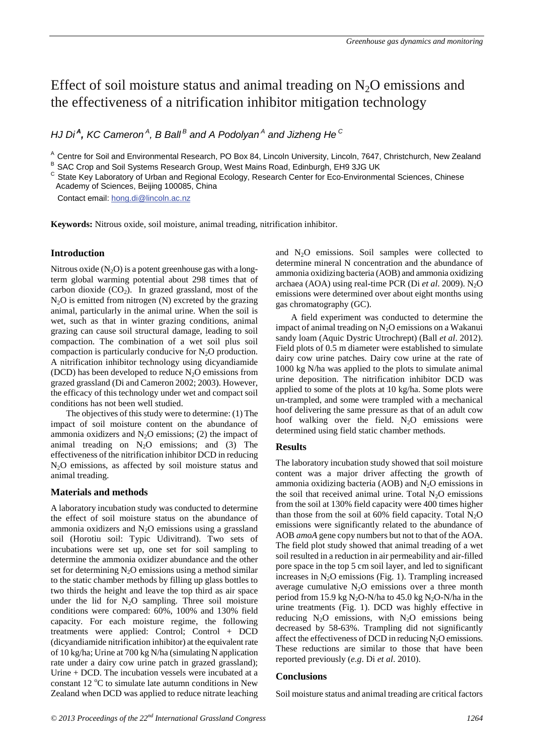# Effect of soil moisture status and animal treading on $N_2O$ emissions and the effectiveness of a nitrification inhibitor mitigation technology

*HJ Di* [A], *KC Cameron* [A], *B Ball* [B] *and A Podolyan* [A] *and Jizheng He* [C]

[A] Centre for Soil and Environmental Research, PO Box 84, Lincoln University, Lincoln, 7647, Christchurch, New Zealand

[B] SAC Crop and Soil Systems Research Group, West Mains Road, Edinburgh, EH9 3JG UK

[C] State Key Laboratory of Urban and Regional Ecology, Research Center for Eco-Environmental Sciences, Chinese Academy of Sciences, Beijing 100085, China

Contact email: hong.di@lincoln.ac.nz

**Keywords:** Nitrous oxide, soil moisture, animal treading, nitrification inhibitor.

## Introduction

Nitrous oxide ($N_2O$) is a potent greenhouse gas with a long-term global warming potential about 298 times that of carbon dioxide ($CO_2$). In grazed grassland, most of the $N_2O$ is emitted from nitrogen (N) excreted by the grazing animal, particularly in the animal urine. When the soil is wet, such as that in winter grazing conditions, animal grazing can cause soil structural damage, leading to soil compaction. The combination of a wet soil plus soil compaction is particularly conducive for $N_2O$ production. A nitrification inhibitor technology using dicyandiamide (DCD) has been developed to reduce $N_2O$ emissions from grazed grassland (Di and Cameron 2002; 2003). However, the efficacy of this technology under wet and compact soil conditions has not been well studied.

The objectives of this study were to determine: (1) The impact of soil moisture content on the abundance of ammonia oxidizers and $N_2O$ emissions; (2) the impact of animal treading on $N_2O$ emissions; and (3) The effectiveness of the nitrification inhibitor DCD in reducing $N_2O$ emissions, as affected by soil moisture status and animal treading.

## Materials and methods

A laboratory incubation study was conducted to determine the effect of soil moisture status on the abundance of ammonia oxidizers and $N_2O$ emissions using a grassland soil (Horotiu soil: Typic Udivitrand). Two sets of incubations were set up, one set for soil sampling to determine the ammonia oxidizer abundance and the other set for determining $N_2O$ emissions using a method similar to the static chamber methods by filling up glass bottles to two thirds the height and leave the top third as air space under the lid for $N_2O$ sampling. Three soil moisture conditions were compared: 60%, 100% and 130% field capacity. For each moisture regime, the following treatments were applied: Control; Control + DCD (dicyandiamide nitrification inhibitor) at the equivalent rate of 10 kg/ha; Urine at 700 kg N/ha (simulating N application rate under a dairy cow urine patch in grazed grassland); Urine + DCD. The incubation vessels were incubated at a constant 12 $^{o}$C to simulate late autumn conditions in New Zealand when DCD was applied to reduce nitrate leaching and $N_2O$ emissions. Soil samples were collected to determine mineral N concentration and the abundance of ammonia oxidizing bacteria (AOB) and ammonia oxidizing archaea (AOA) using real-time PCR (Di *et al*. 2009). $N_2O$ emissions were determined over about eight months using gas chromatography (GC).

A field experiment was conducted to determine the impact of animal treading on $N_2O$ emissions on a Wakanui sandy loam (Aquic Dystric Utrochrept) (Ball *et al*. 2012). Field plots of 0.5 m diameter were established to simulate dairy cow urine patches. Dairy cow urine at the rate of 1000 kg N/ha was applied to the plots to simulate animal urine deposition. The nitrification inhibitor DCD was applied to some of the plots at 10 kg/ha. Some plots were un-trampled, and some were trampled with a mechanical hoof delivering the same pressure as that of an adult cow hoof walking over the field. $N_2O$ emissions were determined using field static chamber methods.

## Results

The laboratory incubation study showed that soil moisture content was a major driver affecting the growth of ammonia oxidizing bacteria (AOB) and $N_2O$ emissions in the soil that received animal urine. Total $N_2O$ emissions from the soil at 130% field capacity were 400 times higher than those from the soil at 60% field capacity. Total $N_2O$ emissions were significantly related to the abundance of AOB *amoA* gene copy numbers but not to that of the AOA. The field plot study showed that animal treading of a wet soil resulted in a reduction in air permeability and air-filled pore space in the top 5 cm soil layer, and led to significant increases in $N_2O$ emissions (Fig. 1). Trampling increased average cumulative $N_2O$ emissions over a three month period from 15.9 kg $N_2O$-N/ha to 45.0 kg $N_2O$-N/ha in the urine treatments (Fig. 1). DCD was highly effective in reducing $N_2O$ emissions, with $N_2O$ emissions being decreased by 58-63%. Trampling did not significantly affect the effectiveness of DCD in reducing $N_2O$ emissions. These reductions are similar to those that have been reported previously (*e.g*. Di *et al*. 2010).

## Conclusions

Soil moisture status and animal treading are critical factors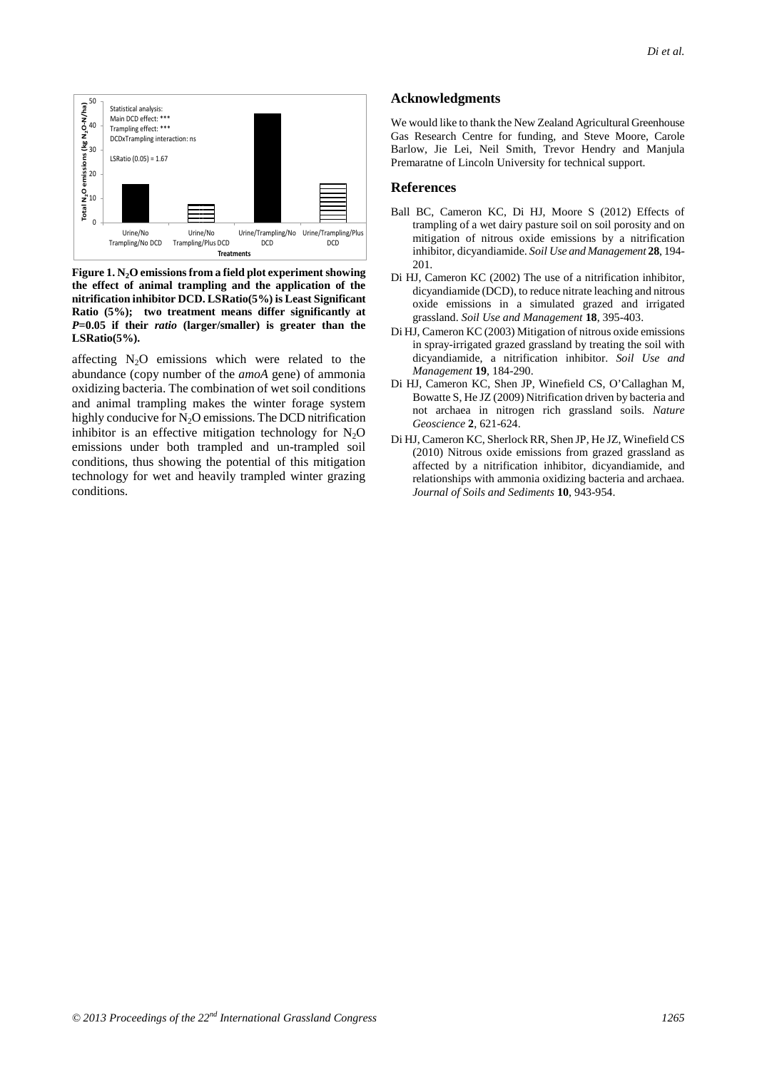Statistical analysis:
Main DCD effect: ***
Trampling effect: ***
DCDxTrampling interaction: ns

LSRatio (0.05) = 1.67

Total $N_2O$ emissions (kg $N_2O$-N/ha)

0
10
20
30
40
50

Urine/No Trampling/No DCD
Urine/No Trampling/Plus DCD
Urine/Trampling/No DCD
Urine/Trampling/Plus DCD

Treatments

**Figure 1. $N_2O$ emissions from a field plot experiment showing the effect of animal trampling and the application of the nitrification inhibitor DCD. LSRatio(5%) is Least Significant Ratio (5%); two treatment means differ significantly at *P*=0.05 if their *ratio* (larger/smaller) is greater than the LSRatio(5%).**

affecting $N_2O$ emissions which were related to the abundance (copy number of the *amoA* gene) of ammonia oxidizing bacteria. The combination of wet soil conditions and animal trampling makes the winter forage system highly conducive for $N_2O$ emissions. The DCD nitrification inhibitor is an effective mitigation technology for $N_2O$ emissions under both trampled and un-trampled soil conditions, thus showing the potential of this mitigation technology for wet and heavily trampled winter grazing conditions.

## Acknowledgments

We would like to thank the New Zealand Agricultural Greenhouse Gas Research Centre for funding, and Steve Moore, Carole Barlow, Jie Lei, Neil Smith, Trevor Hendry and Manjula Premaratne of Lincoln University for technical support.

## References

Ball BC, Cameron KC, Di HJ, Moore S (2012) Effects of trampling of a wet dairy pasture soil on soil porosity and on mitigation of nitrous oxide emissions by a nitrification inhibitor, dicyandiamide. *Soil Use and Management* **28**, 194-201.

Di HJ, Cameron KC (2002) The use of a nitrification inhibitor, dicyandiamide (DCD), to reduce nitrate leaching and nitrous oxide emissions in a simulated grazed and irrigated grassland. *Soil Use and Management* **18**, 395-403.

Di HJ, Cameron KC (2003) Mitigation of nitrous oxide emissions in spray-irrigated grazed grassland by treating the soil with dicyandiamide, a nitrification inhibitor. *Soil Use and Management* **19**, 184-290.

Di HJ, Cameron KC, Shen JP, Winefield CS, O'Callaghan M, Bowatte S, He JZ (2009) Nitrification driven by bacteria and not archaea in nitrogen rich grassland soils. *Nature Geoscience* **2**, 621-624.

Di HJ, Cameron KC, Sherlock RR, Shen JP, He JZ, Winefield CS (2010) Nitrous oxide emissions from grazed grassland as affected by a nitrification inhibitor, dicyandiamide, and relationships with ammonia oxidizing bacteria and archaea. *Journal of Soils and Sediments* **10**, 943-954.